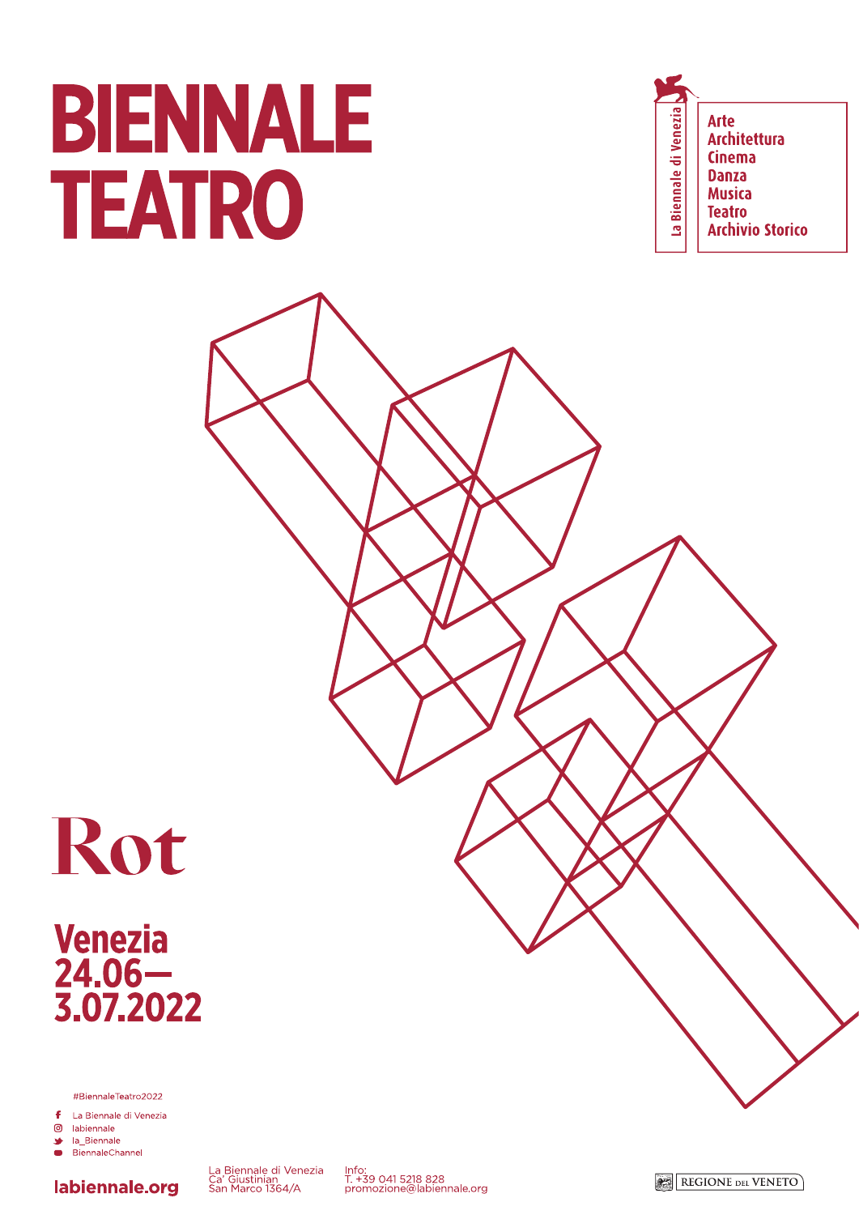# BIENNALE TEATRO

La Biennale di Venezia

Arte
Architettura
Cinema
Danza
Musica
Teatro
Archivio Storico

## Rot

**Venezia**
**24.06—**
**3.07.2022**

#BiennaleTeatro2022

- La Biennale di Venezia
- labiennale
- la_Biennale
- BiennaleChannel

**labiennale.org**

La Biennale di Venezia
Ca' Giustinian
San Marco 1364/A

Info:
T. +39 041 5218 828
promozione@labiennale.org

REGIONE DEL VENETO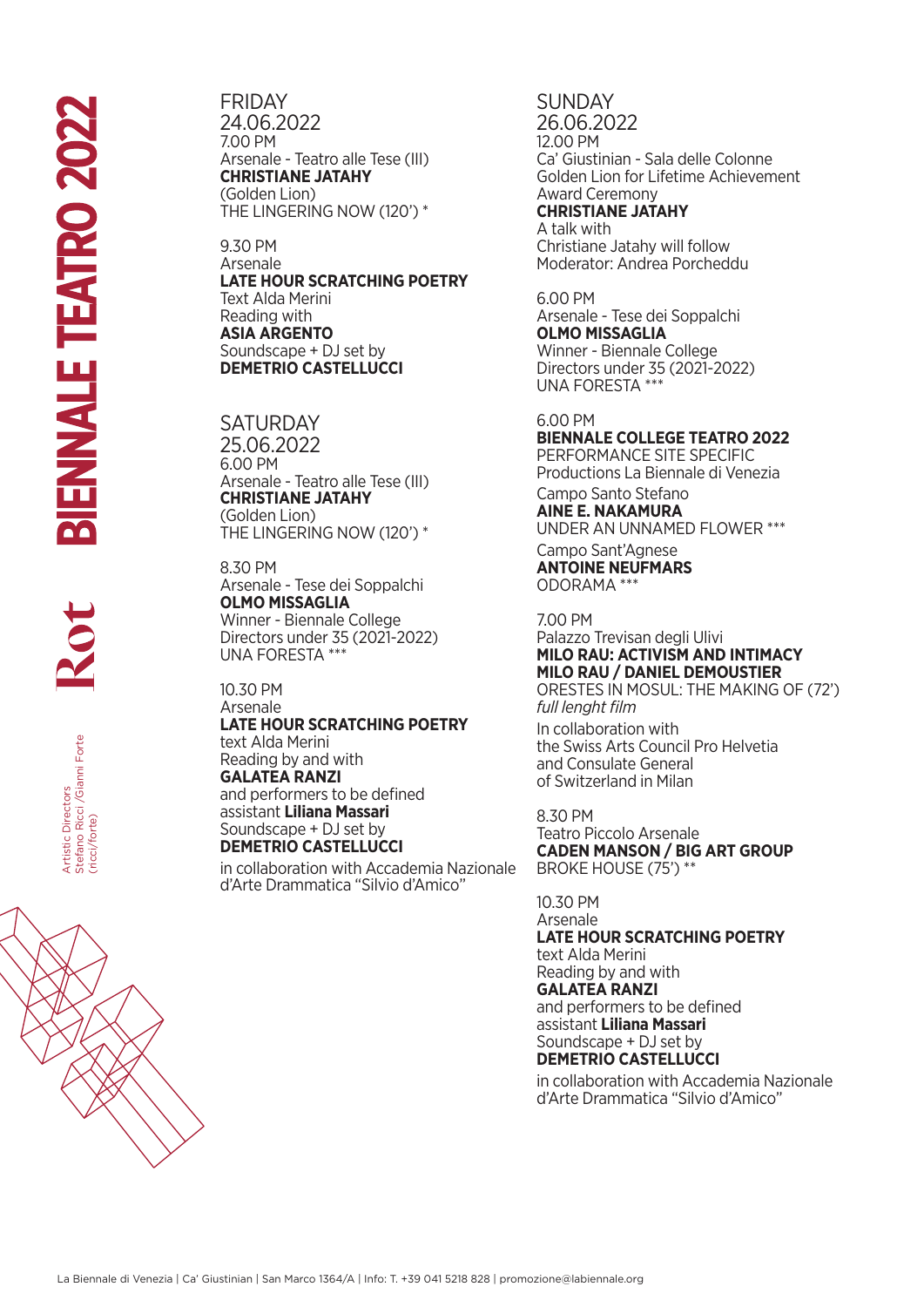# BIENNALE TEATRO 2022

# Rot

Artistic Directors
Stefano Ricci /Gianni Forte
(ricci/forte)

## FRIDAY
## 24.06.2022

7.00 PM
Arsenale - Teatro alle Tese (III)
**CHRISTIANE JATAHY**
(Golden Lion)
THE LINGERING NOW (120') *

9.30 PM
Arsenale
**LATE HOUR SCRATCHING POETRY**
Text Alda Merini
Reading with
**ASIA ARGENTO**
Soundscape + DJ set by
**DEMETRIO CASTELLUCCI**

## SATURDAY
## 25.06.2022

6.00 PM
Arsenale - Teatro alle Tese (III)
**CHRISTIANE JATAHY**
(Golden Lion)
THE LINGERING NOW (120') *

8.30 PM
Arsenale - Tese dei Soppalchi
**OLMO MISSAGLIA**
Winner - Biennale College
Directors under 35 (2021-2022)
UNA FORESTA ***

10.30 PM
Arsenale
**LATE HOUR SCRATCHING POETRY**
text Alda Merini
Reading by and with
**GALATEA RANZI**
and performers to be defined
assistant **Liliana Massari**
Soundscape + DJ set by
**DEMETRIO CASTELLUCCI**

in collaboration with Accademia Nazionale d'Arte Drammatica "Silvio d'Amico"

## SUNDAY
## 26.06.2022

12.00 PM
Ca' Giustinian - Sala delle Colonne
Golden Lion for Lifetime Achievement
Award Ceremony
**CHRISTIANE JATAHY**
A talk with
Christiane Jatahy will follow
Moderator: Andrea Porcheddu

6.00 PM
Arsenale - Tese dei Soppalchi
**OLMO MISSAGLIA**
Winner - Biennale College
Directors under 35 (2021-2022)
UNA FORESTA ***

6.00 PM
**BIENNALE COLLEGE TEATRO 2022**
PERFORMANCE SITE SPECIFIC
Productions La Biennale di Venezia

Campo Santo Stefano
**AINE E. NAKAMURA**
UNDER AN UNNAMED FLOWER ***

Campo Sant'Agnese
**ANTOINE NEUFMARS**
ODORAMA ***

7.00 PM
Palazzo Trevisan degli Ulivi
**MILO RAU: ACTIVISM AND INTIMACY**
**MILO RAU / DANIEL DEMOUSTIER**
ORESTES IN MOSUL: THE MAKING OF (72')
*full lenght film*

In collaboration with
the Swiss Arts Council Pro Helvetia
and Consulate General
of Switzerland in Milan

8.30 PM
Teatro Piccolo Arsenale
**CADEN MANSON / BIG ART GROUP**
BROKE HOUSE (75') **

10.30 PM
Arsenale
**LATE HOUR SCRATCHING POETRY**
text Alda Merini
Reading by and with
**GALATEA RANZI**
and performers to be defined
assistant **Liliana Massari**
Soundscape + DJ set by
**DEMETRIO CASTELLUCCI**

in collaboration with Accademia Nazionale d'Arte Drammatica "Silvio d'Amico"

La Biennale di Venezia | Ca' Giustinian | San Marco 1364/A | Info: T. +39 041 5218 828 | promozione@labiennale.org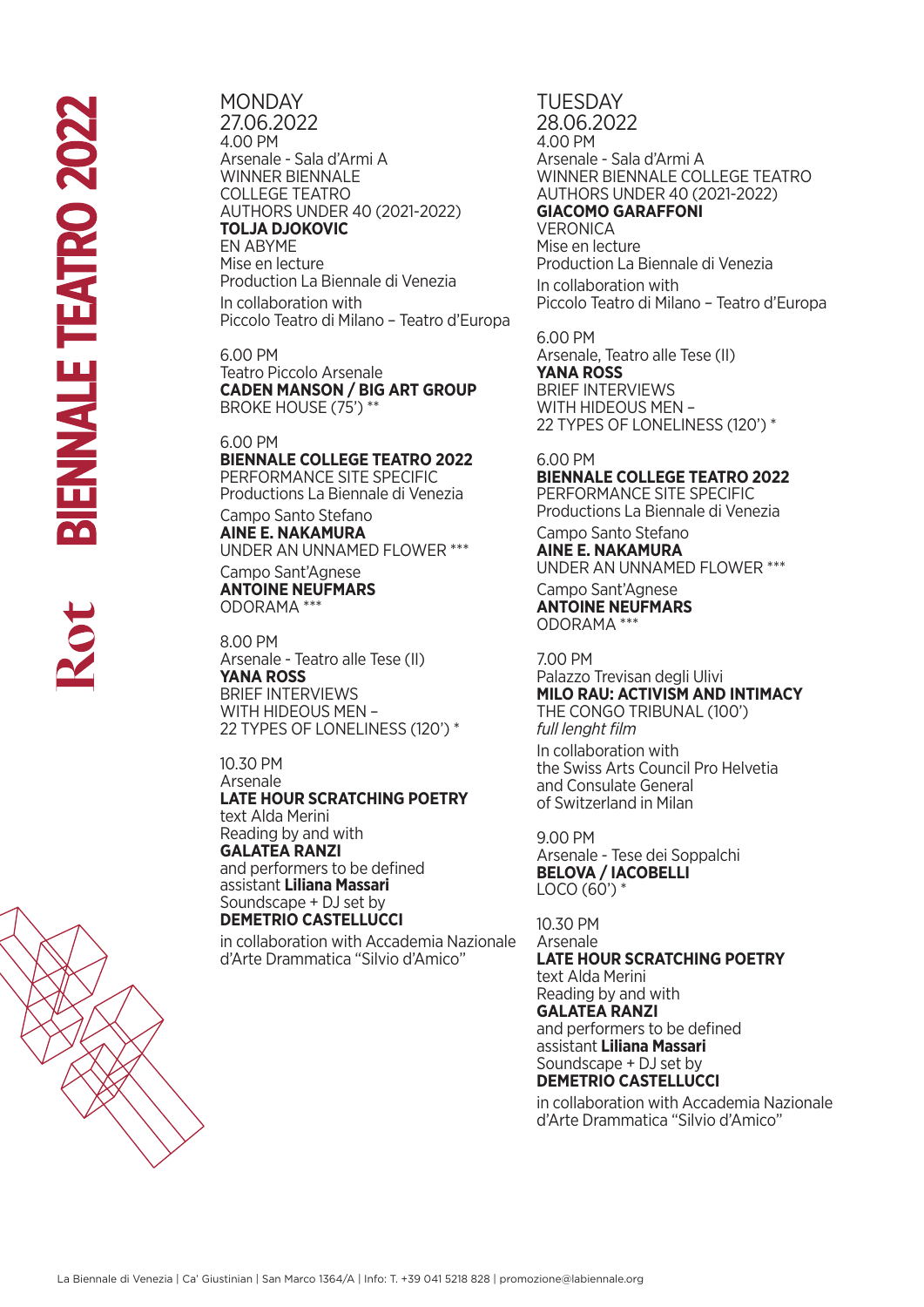# Rot BIENNALE TEATRO 2022

## MONDAY 27.06.2022

4.00 PM
Arsenale - Sala d'Armi A
WINNER BIENNALE COLLEGE TEATRO AUTHORS UNDER 40 (2021-2022)
**TOLJA DJOKOVIC**
EN ABYME
Mise en lecture
Production La Biennale di Venezia
In collaboration with
Piccolo Teatro di Milano – Teatro d'Europa

6.00 PM
Teatro Piccolo Arsenale
**CADEN MANSON / BIG ART GROUP**
BROKE HOUSE (75') **

6.00 PM
**BIENNALE COLLEGE TEATRO 2022**
PERFORMANCE SITE SPECIFIC
Productions La Biennale di Venezia
Campo Santo Stefano
**AINE E. NAKAMURA**
UNDER AN UNNAMED FLOWER ***
Campo Sant'Agnese
**ANTOINE NEUFMARS**
ODORAMA ***

8.00 PM
Arsenale - Teatro alle Tese (II)
**YANA ROSS**
BRIEF INTERVIEWS WITH HIDEOUS MEN – 22 TYPES OF LONELINESS (120') *

10.30 PM
Arsenale
**LATE HOUR SCRATCHING POETRY**
text Alda Merini
Reading by and with
**GALATEA RANZI**
and performers to be defined
assistant **Liliana Massari**
Soundscape + DJ set by
**DEMETRIO CASTELLUCCI**
in collaboration with Accademia Nazionale d'Arte Drammatica "Silvio d'Amico"

## TUESDAY 28.06.2022

4.00 PM
Arsenale - Sala d'Armi A
WINNER BIENNALE COLLEGE TEATRO AUTHORS UNDER 40 (2021-2022)
**GIACOMO GARAFFONI**
VERONICA
Mise en lecture
Production La Biennale di Venezia
In collaboration with
Piccolo Teatro di Milano – Teatro d'Europa

6.00 PM
Arsenale, Teatro alle Tese (II)
**YANA ROSS**
BRIEF INTERVIEWS WITH HIDEOUS MEN – 22 TYPES OF LONELINESS (120') *

6.00 PM
**BIENNALE COLLEGE TEATRO 2022**
PERFORMANCE SITE SPECIFIC
Productions La Biennale di Venezia
Campo Santo Stefano
**AINE E. NAKAMURA**
UNDER AN UNNAMED FLOWER ***
Campo Sant'Agnese
**ANTOINE NEUFMARS**
ODORAMA ***

7.00 PM
Palazzo Trevisan degli Ulivi
**MILO RAU: ACTIVISM AND INTIMACY**
THE CONGO TRIBUNAL (100')
*full lenght film*
In collaboration with
the Swiss Arts Council Pro Helvetia and Consulate General of Switzerland in Milan

9.00 PM
Arsenale - Tese dei Soppalchi
**BELOVA / IACOBELLI**
LOCO (60') *

10.30 PM
Arsenale
**LATE HOUR SCRATCHING POETRY**
text Alda Merini
Reading by and with
**GALATEA RANZI**
and performers to be defined
assistant **Liliana Massari**
Soundscape + DJ set by
**DEMETRIO CASTELLUCCI**
in collaboration with Accademia Nazionale d'Arte Drammatica "Silvio d'Amico"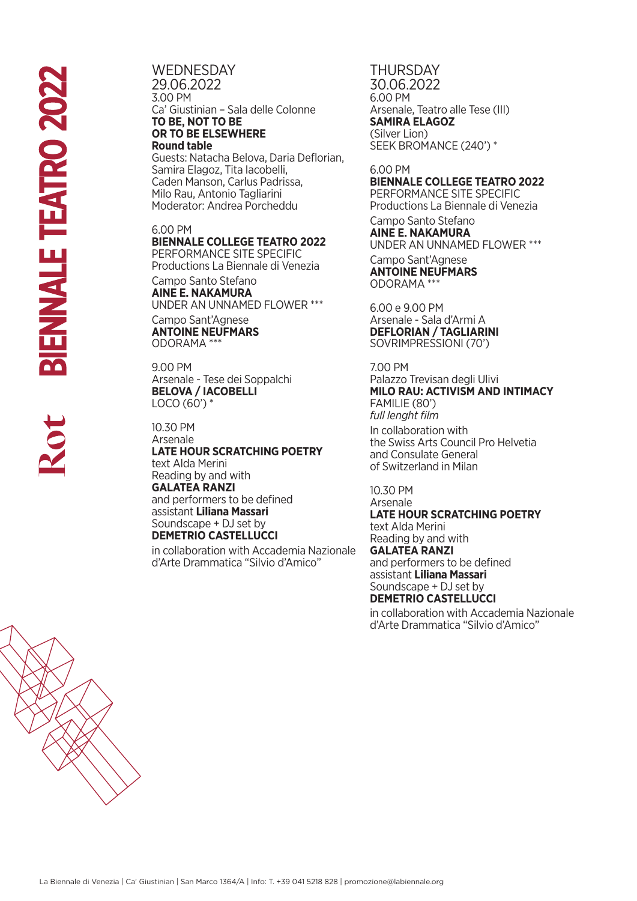# Rot BIENNALE TEATRO 2022

## WEDNESDAY 29.06.2022

3.00 PM
Ca' Giustinian – Sala delle Colonne
**TO BE, NOT TO BE**
**OR TO BE ELSEWHERE**
**Round table**
Guests: Natacha Belova, Daria Deflorian, Samira Elagoz, Tita Iacobelli, Caden Manson, Carlus Padrissa, Milo Rau, Antonio Tagliarini
Moderator: Andrea Porcheddu

6.00 PM
**BIENNALE COLLEGE TEATRO 2022**
PERFORMANCE SITE SPECIFIC
Productions La Biennale di Venezia

Campo Santo Stefano
**AINE E. NAKAMURA**
UNDER AN UNNAMED FLOWER ***

Campo Sant'Agnese
**ANTOINE NEUFMARS**
ODORAMA ***

9.00 PM
Arsenale - Tese dei Soppalchi
**BELOVA / IACOBELLI**
LOCO (60') *

10.30 PM
Arsenale
**LATE HOUR SCRATCHING POETRY**
text Alda Merini
Reading by and with
**GALATEA RANZI**
and performers to be defined
assistant **Liliana Massari**
Soundscape + DJ set by
**DEMETRIO CASTELLUCCI**

in collaboration with Accademia Nazionale d'Arte Drammatica "Silvio d'Amico"

## THURSDAY 30.06.2022

6.00 PM
Arsenale, Teatro alle Tese (III)
**SAMIRA ELAGOZ**
(Silver Lion)
SEEK BROMANCE (240') *

6.00 PM
**BIENNALE COLLEGE TEATRO 2022**
PERFORMANCE SITE SPECIFIC
Productions La Biennale di Venezia

Campo Santo Stefano
**AINE E. NAKAMURA**
UNDER AN UNNAMED FLOWER ***

Campo Sant'Agnese
**ANTOINE NEUFMARS**
ODORAMA ***

6.00 e 9.00 PM
Arsenale - Sala d'Armi A
**DEFLORIAN / TAGLIARINI**
SOVRIMPRESSIONI (70')

7.00 PM
Palazzo Trevisan degli Ulivi
**MILO RAU: ACTIVISM AND INTIMACY**
FAMILIE (80')
*full lenght film*

In collaboration with the Swiss Arts Council Pro Helvetia and Consulate General of Switzerland in Milan

10.30 PM
Arsenale
**LATE HOUR SCRATCHING POETRY**
text Alda Merini
Reading by and with
**GALATEA RANZI**
and performers to be defined
assistant **Liliana Massari**
Soundscape + DJ set by
**DEMETRIO CASTELLUCCI**

in collaboration with Accademia Nazionale d'Arte Drammatica "Silvio d'Amico"

La Biennale di Venezia | Ca' Giustinian | San Marco 1364/A | Info: T. +39 041 5218 828 | promozione@labiennale.org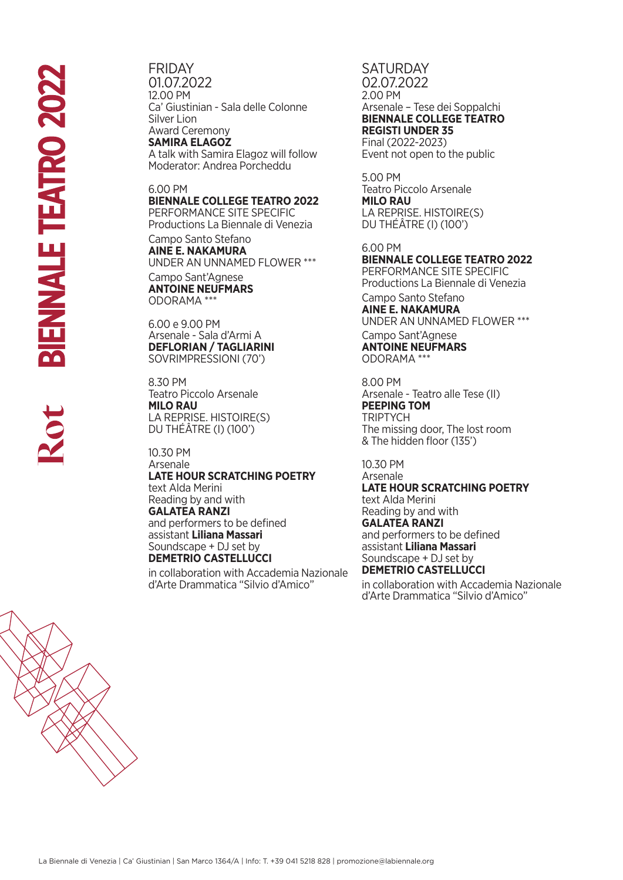# Rot BIENNALE TEATRO 2022

## FRIDAY 01.07.2022

12.00 PM
Ca' Giustinian - Sala delle Colonne
Silver Lion
Award Ceremony
**SAMIRA ELAGOZ**
A talk with Samira Elagoz will follow
Moderator: Andrea Porcheddu

6.00 PM
**BIENNALE COLLEGE TEATRO 2022**
PERFORMANCE SITE SPECIFIC
Productions La Biennale di Venezia

Campo Santo Stefano
**AINE E. NAKAMURA**
UNDER AN UNNAMED FLOWER ***

Campo Sant'Agnese
**ANTOINE NEUFMARS**
ODORAMA ***

6.00 e 9.00 PM
Arsenale - Sala d'Armi A
**DEFLORIAN / TAGLIARINI**
SOVRIMPRESSIONI (70')

8.30 PM
Teatro Piccolo Arsenale
**MILO RAU**
LA REPRISE. HISTOIRE(S)
DU THÉÂTRE (I) (100')

10.30 PM
Arsenale
**LATE HOUR SCRATCHING POETRY**
text Alda Merini
Reading by and with
**GALATEA RANZI**
and performers to be defined
assistant **Liliana Massari**
Soundscape + DJ set by
**DEMETRIO CASTELLUCCI**

in collaboration with Accademia Nazionale d'Arte Drammatica "Silvio d'Amico"

## SATURDAY 02.07.2022

2.00 PM
Arsenale – Tese dei Soppalchi
**BIENNALE COLLEGE TEATRO**
**REGISTI UNDER 35**
Final (2022-2023)
Event not open to the public

5.00 PM
Teatro Piccolo Arsenale
**MILO RAU**
LA REPRISE. HISTOIRE(S)
DU THÉÂTRE (I) (100')

6.00 PM
**BIENNALE COLLEGE TEATRO 2022**
PERFORMANCE SITE SPECIFIC
Productions La Biennale di Venezia

Campo Santo Stefano
**AINE E. NAKAMURA**
UNDER AN UNNAMED FLOWER ***

Campo Sant'Agnese
**ANTOINE NEUFMARS**
ODORAMA ***

8.00 PM
Arsenale - Teatro alle Tese (II)
**PEEPING TOM**
TRIPTYCH
The missing door, The lost room
& The hidden floor (135')

10.30 PM
Arsenale
**LATE HOUR SCRATCHING POETRY**
text Alda Merini
Reading by and with
**GALATEA RANZI**
and performers to be defined
assistant **Liliana Massari**
Soundscape + DJ set by
**DEMETRIO CASTELLUCCI**

in collaboration with Accademia Nazionale d'Arte Drammatica "Silvio d'Amico"

La Biennale di Venezia | Ca' Giustinian | San Marco 1364/A | Info: T. +39 041 5218 828 | promozione@labiennale.org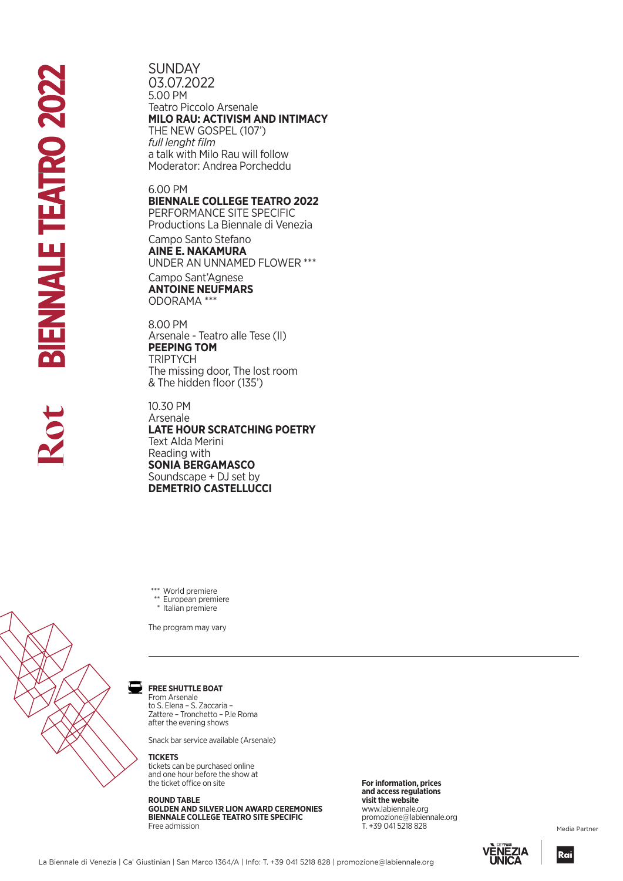# Rot BIENNALE TEATRO 2022

## SUNDAY 03.07.2022

5.00 PM
Teatro Piccolo Arsenale
**MILO RAU: ACTIVISM AND INTIMACY**
THE NEW GOSPEL (107')
*full lenght film*
a talk with Milo Rau will follow
Moderator: Andrea Porcheddu

6.00 PM
**BIENNALE COLLEGE TEATRO 2022**
PERFORMANCE SITE SPECIFIC
Productions La Biennale di Venezia

Campo Santo Stefano
**AINE E. NAKAMURA**
UNDER AN UNNAMED FLOWER ***

Campo Sant'Agnese
**ANTOINE NEUFMARS**
ODORAMA ***

8.00 PM
Arsenale - Teatro alle Tese (II)
**PEEPING TOM**
TRIPTYCH
The missing door, The lost room
& The hidden floor (135')

10.30 PM
Arsenale
**LATE HOUR SCRATCHING POETRY**
Text Alda Merini
Reading with
**SONIA BERGAMASCO**
Soundscape + DJ set by
**DEMETRIO CASTELLUCCI**

*** World premiere
** European premiere
* Italian premiere

The program may vary

---

**FREE SHUTTLE BOAT**
From Arsenale
to S. Elena – S. Zaccaria –
Zattere – Tronchetto – P.le Roma
after the evening shows

Snack bar service available (Arsenale)

**TICKETS**
tickets can be purchased online
and one hour before the show at
the ticket office on site

**ROUND TABLE**
**GOLDEN AND SILVER LION AWARD CEREMONIES**
**BIENNALE COLLEGE TEATRO SITE SPECIFIC**
Free admission

**For information, prices and access regulations visit the website**
www.labiennale.org
promozione@labiennale.org
T. +39 041 5218 828

Media Partner

La Biennale di Venezia | Ca' Giustinian | San Marco 1364/A | Info: T. +39 041 5218 828 | promozione@labiennale.org